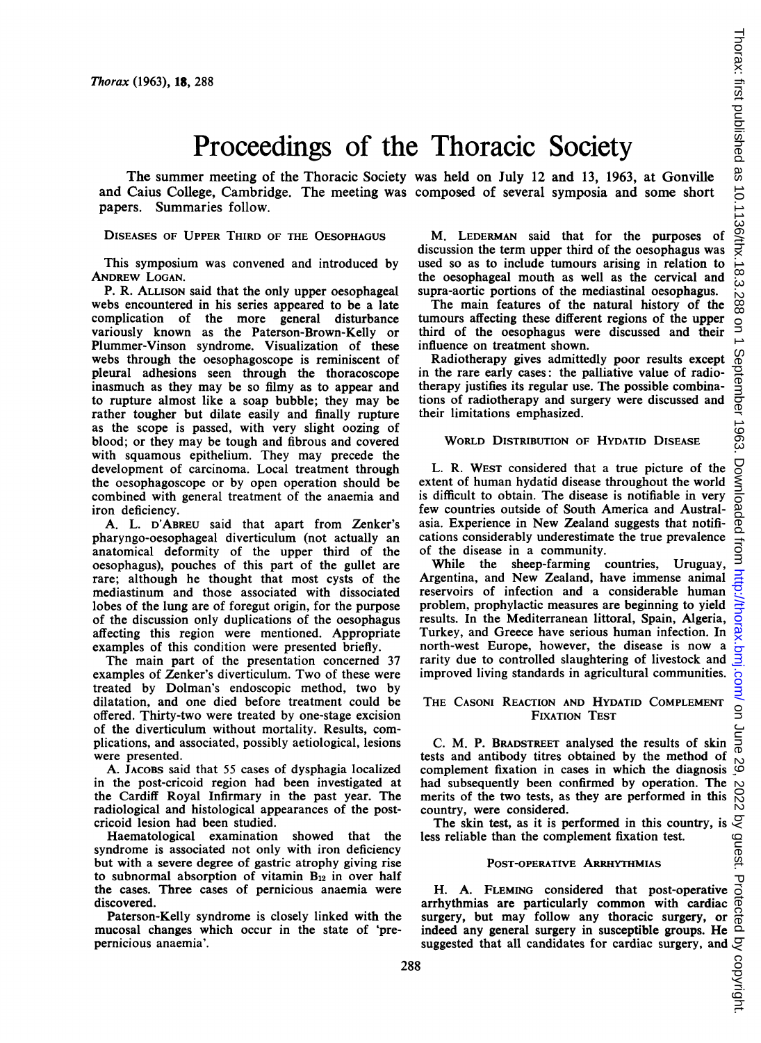# Proceedings of the Thoracic Society

The summer meeting of the Thoracic Society was held on July 12 and 13, 1963, at Gonville and Caius College, Cambridge. The meeting was composed of several symposia and some short papers. Summaries follow.

## DISEASES OF UPPER THIRD OF THE OESOPHAGUS

This symposium was convened and introduced by ANDREW LOGAN.

P. R. ALLISON said that the only upper oesophageal webs encountered in his series appeared to be a late complication of the more general disturbance variously known as the Paterson-Brown-Kelly or Plummer-Vinson syndrome. Visualization of these webs through the oesophagoscope is reminiscent of pleural adhesions seen through the thoracoscope inasmuch as they may be so filmy as to appear and to rupture almost like a soap bubble; they may be rather tougher but dilate easily and finally rupture as the scope is passed, with very slight oozing of blood; or they may be tough and fibrous and covered with squamous epithelium. They may precede the development of carcinoma. Local treatment through the oesophagoscope or by open operation should be combined with general treatment of the anaemia and iron deficiency.

A. L. D'ABREU said that apart from Zenker's pharyngo-oesophageal diverticulum (not actually an anatomical deformity of the upper third of the oesophagus), pouches of this part of the gullet are rare; although he thought that most cysts of the mediastinum and those associated with dissociated lobes of the lung are of foregut origin, for the purpose of the discussion only duplications of the oesophagus affecting this region were mentioned. Appropriate examples of this condition were presented briefly.

The main part of the presentation concerned 37 examples of Zenker's diverticulum. Two of these were treated by Dolman's endoscopic method, two by dilatation, and one died before treatment could be offered. Thirty-two were treated by one-stage excision of the diverticulum without mortality. Results, complications, and associated, possibly aetiological, lesions were presented.

A. JACOBS said that 55 cases of dysphagia localized in the post-cricoid region had been investigated at the Cardiff Royal Infirmary in the past year. The radiological and histological appearances of the post-cricoid lesion had been studied.

Haematological examination showed that the syndrome is associated not only with iron deficiency but with a severe degree of gastric atrophy giving rise to subnormal absorption of vitamin $B_{12}$ in over half the cases. Three cases of pernicious anaemia were discovered.

Paterson-Kelly syndrome is closely linked with the mucosal changes which occur in the state of 'pre-pernicious anaemia'.

M. LEDERMAN said that for the purposes of discussion the term upper third of the oesophagus was used so as to include tumours arising in relation to the oesophageal mouth as well as the cervical and supra-aortic portions of the mediastinal oesophagus.

The main features of the natural history of the tumours affecting these different regions of the upper third of the oesophagus were discussed and their influence on treatment shown.

Radiotherapy gives admittedly poor results except in the rare early cases: the palliative value of radiotherapy justifies its regular use. The possible combinations of radiotherapy and surgery were discussed and their limitations emphasized.

## WORLD DISTRIBUTION OF HYDATID DISEASE

L. R. WEST considered that a true picture of the extent of human hydatid disease throughout the world is difficult to obtain. The disease is notifiable in very few countries outside of South America and Australasia. Experience in New Zealand suggests that notifications considerably underestimate the true prevalence of the disease in a community.

While the sheep-farming countries, Uruguay, Argentina, and New Zealand, have immense animal reservoirs of infection and a considerable human problem, prophylactic measures are beginning to yield results. In the Mediterranean littoral, Spain, Algeria, Turkey, and Greece have serious human infection. In north-west Europe, however, the disease is now a rarity due to controlled slaughtering of livestock and improved living standards in agricultural communities.

## THE CASONI REACTION AND HYDATID COMPLEMENT FIXATION TEST

C. M. P. BRADSTREET analysed the results of skin tests and antibody titres obtained by the method of complement fixation in cases in which the diagnosis had subsequently been confirmed by operation. The merits of the two tests, as they are performed in this country, were considered.

The skin test, as it is performed in this country, is less reliable than the complement fixation test.

## POST-OPERATIVE ARRHYTHMIAS

H. A. FLEMING considered that post-operative arrhythmias are particularly common with cardiac surgery, but may follow any thoracic surgery, or indeed any general surgery in susceptible groups. He suggested that all candidates for cardiac surgery, and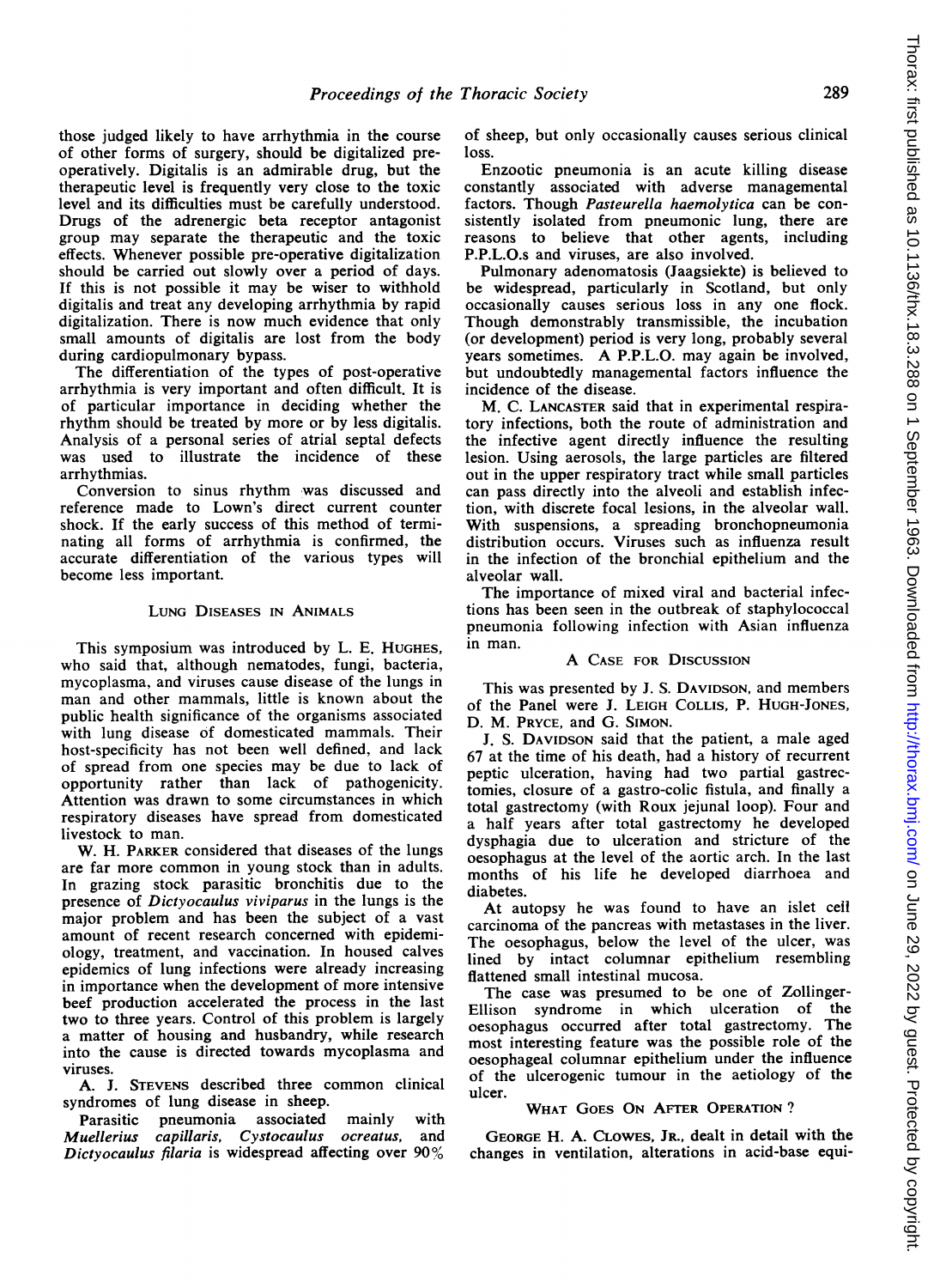those judged likely to have arrhythmia in the course of other forms of surgery, should be digitalized pre-operatively. Digitalis is an admirable drug, but the therapeutic level is frequently very close to the toxic level and its difficulties must be carefully understood. Drugs of the adrenergic beta receptor antagonist group may separate the therapeutic and the toxic effects. Whenever possible pre-operative digitalization should be carried out slowly over a period of days. If this is not possible it may be wiser to withhold digitalis and treat any developing arrhythmia by rapid digitalization. There is now much evidence that only small amounts of digitalis are lost from the body during cardiopulmonary bypass.

The differentiation of the types of post-operative arrhythmia is very important and often difficult. It is of particular importance in deciding whether the rhythm should be treated by more or by less digitalis. Analysis of a personal series of atrial septal defects was used to illustrate the incidence of these arrhythmias.

Conversion to sinus rhythm was discussed and reference made to Lown's direct current counter shock. If the early success of this method of terminating all forms of arrhythmia is confirmed, the accurate differentiation of the various types will become less important.

## Lung Diseases in Animals

This symposium was introduced by L. E. Hughes, who said that, although nematodes, fungi, bacteria, mycoplasma, and viruses cause disease of the lungs in man and other mammals, little is known about the public health significance of the organisms associated with lung disease of domesticated mammals. Their host-specificity has not been well defined, and lack of spread from one species may be due to lack of opportunity rather than lack of pathogenicity. Attention was drawn to some circumstances in which respiratory diseases have spread from domesticated livestock to man.

W. H. Parker considered that diseases of the lungs are far more common in young stock than in adults. In grazing stock parasitic bronchitis due to the presence of *Dictyocaulus viviparus* in the lungs is the major problem and has been the subject of a vast amount of recent research concerned with epidemiology, treatment, and vaccination. In housed calves epidemics of lung infections were already increasing in importance when the development of more intensive beef production accelerated the process in the last two to three years. Control of this problem is largely a matter of housing and husbandry, while research into the cause is directed towards mycoplasma and viruses.

A. J. Stevens described three common clinical syndromes of lung disease in sheep.

Parasitic pneumonia associated mainly with *Muellerius capillaris, Cystocaulus ocreatus,* and *Dictyocaulus filaria* is widespread affecting over 90% of sheep, but only occasionally causes serious clinical loss.

Enzootic pneumonia is an acute killing disease constantly associated with adverse managemental factors. Though *Pasteurella haemolytica* can be consistently isolated from pneumonic lung, there are reasons to believe that other agents, including P.P.L.O.s and viruses, are also involved.

Pulmonary adenomatosis (Jaagsiekte) is believed to be widespread, particularly in Scotland, but only occasionally causes serious loss in any one flock. Though demonstrably transmissible, the incubation (or development) period is very long, probably several years sometimes. A P.P.L.O. may again be involved, but undoubtedly managemental factors influence the incidence of the disease.

M. C. Lancaster said that in experimental respiratory infections, both the route of administration and the infective agent directly influence the resulting lesion. Using aerosols, the large particles are filtered out in the upper respiratory tract while small particles can pass directly into the alveoli and establish infection, with discrete focal lesions, in the alveolar wall. With suspensions, a spreading bronchopneumonia distribution occurs. Viruses such as influenza result in the infection of the bronchial epithelium and the alveolar wall.

The importance of mixed viral and bacterial infections has been seen in the outbreak of staphylococcal pneumonia following infection with Asian influenza in man.

## A Case for Discussion

This was presented by J. S. Davidson, and members of the Panel were J. Leigh Collis, P. Hugh-Jones, D. M. Pryce, and G. Simon.

J. S. Davidson said that the patient, a male aged 67 at the time of his death, had a history of recurrent peptic ulceration, having had two partial gastrectomies, closure of a gastro-colic fistula, and finally a total gastrectomy (with Roux jejunal loop). Four and a half years after total gastrectomy he developed dysphagia due to ulceration and stricture of the oesophagus at the level of the aortic arch. In the last months of his life he developed diarrhoea and diabetes.

At autopsy he was found to have an islet cell carcinoma of the pancreas with metastases in the liver. The oesophagus, below the level of the ulcer, was lined by intact columnar epithelium resembling flattened small intestinal mucosa.

The case was presumed to be one of Zollinger-Ellison syndrome in which ulceration of the oesophagus occurred after total gastrectomy. The most interesting feature was the possible role of the oesophageal columnar epithelium under the influence of the ulcerogenic tumour in the aetiology of the ulcer.

## What Goes On After Operation?

George H. A. Clowes, Jr., dealt in detail with the changes in ventilation, alterations in acid-base equi-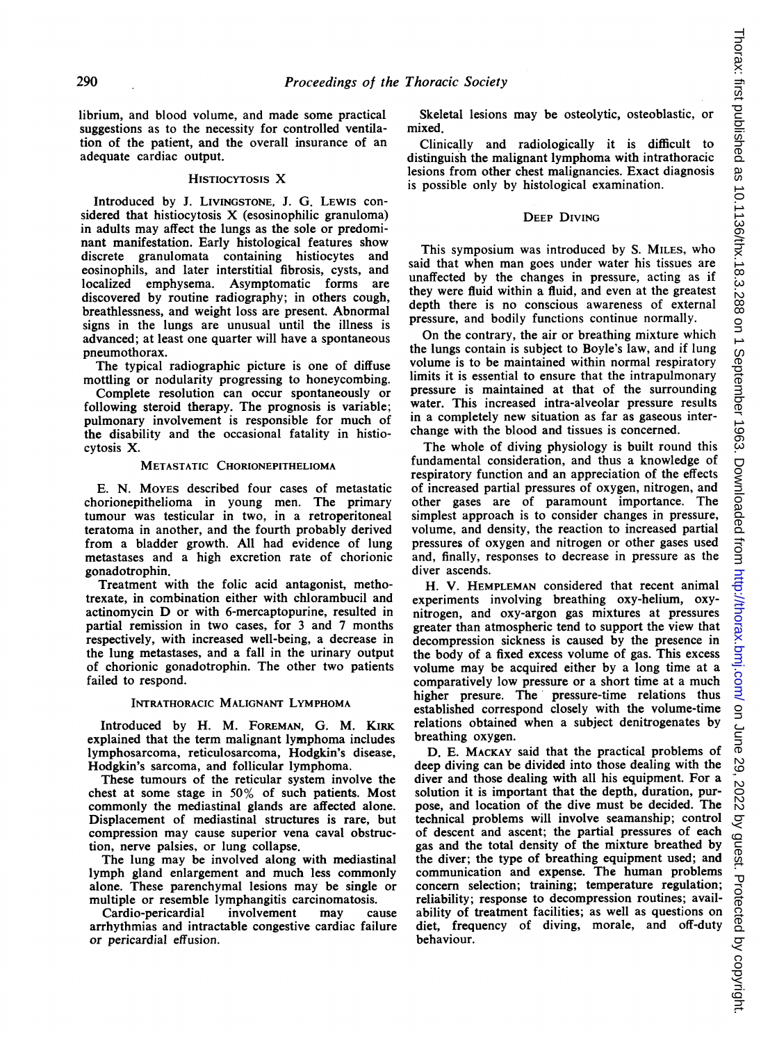librium, and blood volume, and made some practical suggestions as to the necessity for controlled ventilation of the patient, and the overall insurance of an adequate cardiac output.

## HISTIOCYTOSIS X

Introduced by J. LIVINGSTONE, J. G. LEWIS considered that histiocytosis X (esosinophilic granuloma) in adults may affect the lungs as the sole or predominant manifestation. Early histological features show discrete granulomata containing histiocytes and eosinophils, and later interstitial fibrosis, cysts, and localized emphysema. Asymptomatic forms are discovered by routine radiography; in others cough, breathlessness, and weight loss are present. Abnormal signs in the lungs are unusual until the illness is advanced; at least one quarter will have a spontaneous pneumothorax.

The typical radiographic picture is one of diffuse mottling or nodularity progressing to honeycombing.

Complete resolution can occur spontaneously or following steroid therapy. The prognosis is variable; pulmonary involvement is responsible for much of the disability and the occasional fatality in histiocytosis X.

## METASTATIC CHORIONEPITHELIOMA

E. N. MOYES described four cases of metastatic chorionepithelioma in young men. The primary tumour was testicular in two, in a retroperitoneal teratoma in another, and the fourth probably derived from a bladder growth. All had evidence of lung metastases and a high excretion rate of chorionic gonadotrophin.

Treatment with the folic acid antagonist, methotrexate, in combination either with chlorambucil and actinomycin D or with 6-mercaptopurine, resulted in partial remission in two cases, for 3 and 7 months respectively, with increased well-being, a decrease in the lung metastases, and a fall in the urinary output of chorionic gonadotrophin. The other two patients failed to respond.

## INTRATHORACIC MALIGNANT LYMPHOMA

Introduced by H. M. FOREMAN, G. M. KIRK explained that the term malignant lymphoma includes lymphosarcoma, reticulosarcoma, Hodgkin's disease, Hodgkin's sarcoma, and follicular lymphoma.

These tumours of the reticular system involve the chest at some stage in 50% of such patients. Most commonly the mediastinal glands are affected alone. Displacement of mediastinal structures is rare, but compression may cause superior vena caval obstruction, nerve palsies, or lung collapse.

The lung may be involved along with mediastinal lymph gland enlargement and much less commonly alone. These parenchymal lesions may be single or multiple or resemble lymphangitis carcinomatosis.

Cardio-pericardial involvement may cause arrhythmias and intractable congestive cardiac failure or pericardial effusion.

Skeletal lesions may be osteolytic, osteoblastic, or mixed.

Clinically and radiologically it is difficult to distinguish the malignant lymphoma with intrathoracic lesions from other chest malignancies. Exact diagnosis is possible only by histological examination.

## DEEP DIVING

This symposium was introduced by S. MILES, who said that when man goes under water his tissues are unaffected by the changes in pressure, acting as if they were fluid within a fluid, and even at the greatest depth there is no conscious awareness of external pressure, and bodily functions continue normally.

On the contrary, the air or breathing mixture which the lungs contain is subject to Boyle's law, and if lung volume is to be maintained within normal respiratory limits it is essential to ensure that the intrapulmonary pressure is maintained at that of the surrounding water. This increased intra-alveolar pressure results in a completely new situation as far as gaseous interchange with the blood and tissues is concerned.

The whole of diving physiology is built round this fundamental consideration, and thus a knowledge of respiratory function and an appreciation of the effects of increased partial pressures of oxygen, nitrogen, and other gases are of paramount importance. The simplest approach is to consider changes in pressure, volume, and density, the reaction to increased partial pressures of oxygen and nitrogen or other gases used and, finally, responses to decrease in pressure as the diver ascends.

H. V. HEMPLEMAN considered that recent animal experiments involving breathing oxy-helium, oxy-nitrogen, and oxy-argon gas mixtures at pressures greater than atmospheric tend to support the view that decompression sickness is caused by the presence in the body of a fixed excess volume of gas. This excess volume may be acquired either by a long time at a comparatively low pressure or a short time at a much higher presure. The pressure-time relations thus established correspond closely with the volume-time relations obtained when a subject denitrogenates by breathing oxygen.

D. E. MACKAY said that the practical problems of deep diving can be divided into those dealing with the diver and those dealing with all his equipment. For a solution it is important that the depth, duration, purpose, and location of the dive must be decided. The technical problems will involve seamanship; control of descent and ascent; the partial pressures of each gas and the total density of the mixture breathed by the diver; the type of breathing equipment used; and communication and expense. The human problems concern selection; training; temperature regulation; reliability; response to decompression routines; availability of treatment facilities; as well as questions on diet, frequency of diving, morale, and off-duty behaviour.